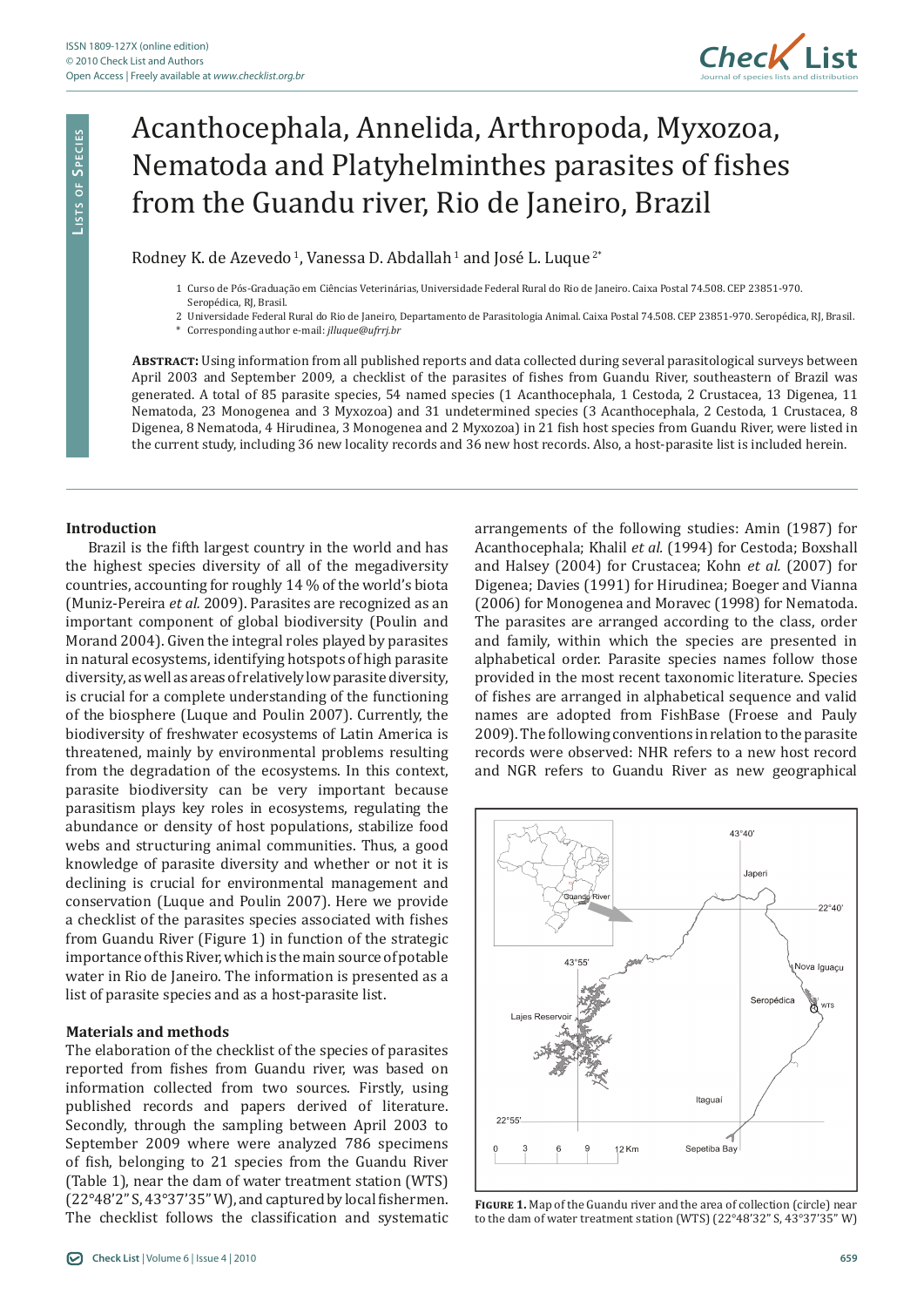# Acanthocephala, Annelida, Arthropoda, Myxozoa, Nematoda and Platyhelminthes parasites of fishes from the Guandu river, Rio de Janeiro, Brazil

Rodney K. de Azevedo [1], Vanessa D. Abdallah [1] and José L. Luque [2*]

1 Curso de Pós-Graduação em Ciências Veterinárias, Universidade Federal Rural do Rio de Janeiro. Caixa Postal 74.508. CEP 23851-970. Seropédica, RJ, Brasil.

2 Universidade Federal Rural do Rio de Janeiro, Departamento de Parasitologia Animal. Caixa Postal 74.508. CEP 23851-970. Seropédica, RJ, Brasil.

\* Corresponding author e-mail: *jlluque@ufrrj.br*

**Abstract:** Using information from all published reports and data collected during several parasitological surveys between April 2003 and September 2009, a checklist of the parasites of fishes from Guandu River, southeastern of Brazil was generated. A total of 85 parasite species, 54 named species (1 Acanthocephala, 1 Cestoda, 2 Crustacea, 13 Digenea, 11 Nematoda, 23 Monogenea and 3 Myxozoa) and 31 undetermined species (3 Acanthocephala, 2 Cestoda, 1 Crustacea, 8 Digenea, 8 Nematoda, 4 Hirudinea, 3 Monogenea and 2 Myxozoa) in 21 fish host species from Guandu River, were listed in the current study, including 36 new locality records and 36 new host records. Also, a host-parasite list is included herein.

## Introduction

Brazil is the fifth largest country in the world and has the highest species diversity of all of the megadiversity countries, accounting for roughly 14 % of the world's biota (Muniz-Pereira *et al.* 2009). Parasites are recognized as an important component of global biodiversity (Poulin and Morand 2004). Given the integral roles played by parasites in natural ecosystems, identifying hotspots of high parasite diversity, as well as areas of relatively low parasite diversity, is crucial for a complete understanding of the functioning of the biosphere (Luque and Poulin 2007). Currently, the biodiversity of freshwater ecosystems of Latin America is threatened, mainly by environmental problems resulting from the degradation of the ecosystems. In this context, parasite biodiversity can be very important because parasitism plays key roles in ecosystems, regulating the abundance or density of host populations, stabilize food webs and structuring animal communities. Thus, a good knowledge of parasite diversity and whether or not it is declining is crucial for environmental management and conservation (Luque and Poulin 2007). Here we provide a checklist of the parasites species associated with fishes from Guandu River (Figure 1) in function of the strategic importance of this River, which is the main source of potable water in Rio de Janeiro. The information is presented as a list of parasite species and as a host-parasite list.

## Materials and methods

The elaboration of the checklist of the species of parasites reported from fishes from Guandu river, was based on information collected from two sources. Firstly, using published records and papers derived of literature. Secondly, through the sampling between April 2003 to September 2009 where were analyzed 786 specimens of fish, belonging to 21 species from the Guandu River (Table 1), near the dam of water treatment station (WTS) (22°48'2" S, 43°37'35" W), and captured by local fishermen. The checklist follows the classification and systematic arrangements of the following studies: Amin (1987) for Acanthocephala; Khalil *et al.* (1994) for Cestoda; Boxshall and Halsey (2004) for Crustacea; Kohn *et al.* (2007) for Digenea; Davies (1991) for Hirudinea; Boeger and Vianna (2006) for Monogenea and Moravec (1998) for Nematoda. The parasites are arranged according to the class, order and family, within which the species are presented in alphabetical order. Parasite species names follow those provided in the most recent taxonomic literature. Species of fishes are arranged in alphabetical sequence and valid names are adopted from FishBase (Froese and Pauly 2009). The following conventions in relation to the parasite records were observed: NHR refers to a new host record and NGR refers to Guandu River as new geographical

**Figure 1.** Map of the Guandu river and the area of collection (circle) near to the dam of water treatment station (WTS) (22°48'32" S, 43°37'35" W)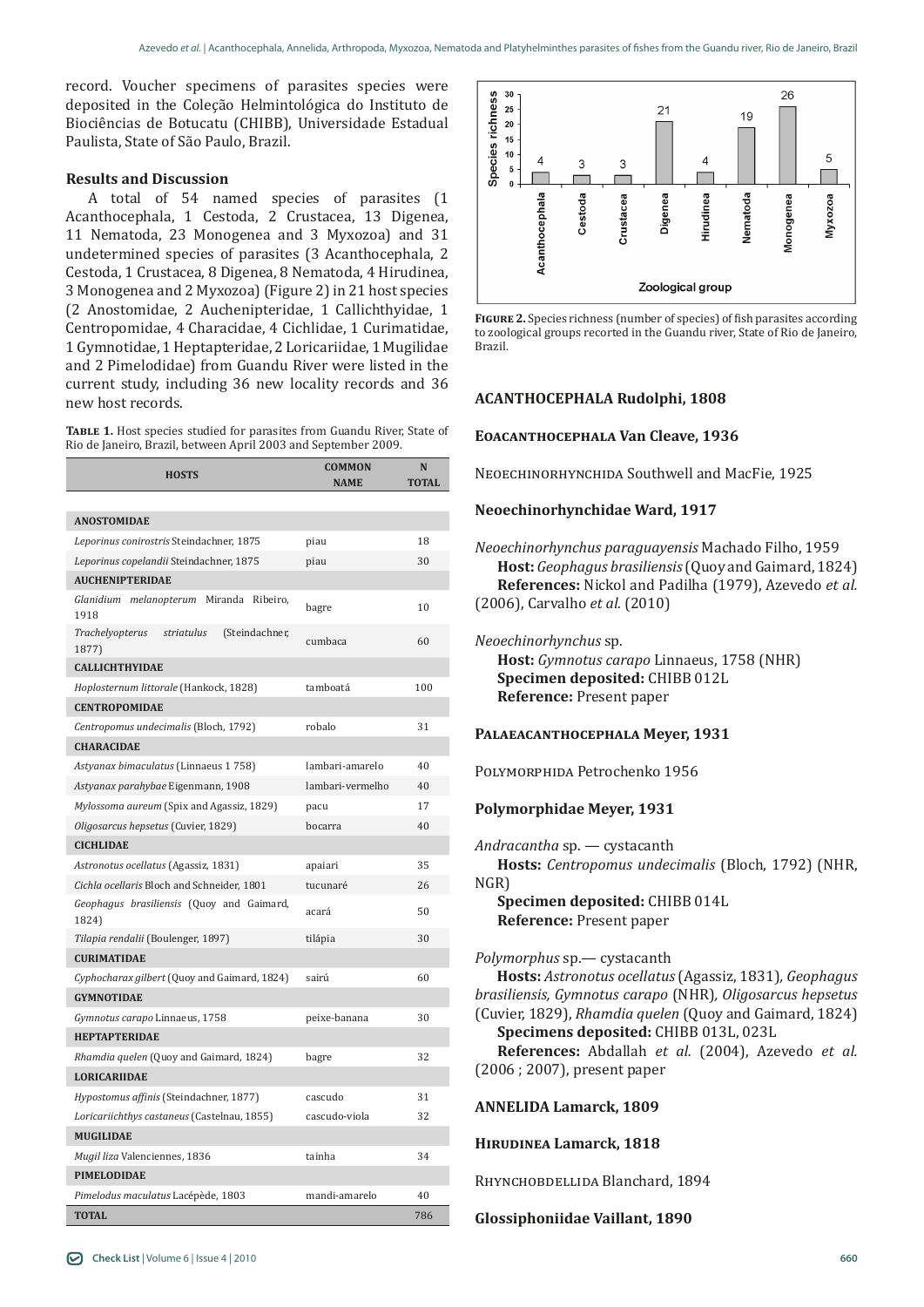record. Voucher specimens of parasites species were deposited in the Coleção Helmintológica do Instituto de Biociências de Botucatu (CHIBB), Universidade Estadual Paulista, State of São Paulo, Brazil.

## Results and Discussion

A total of 54 named species of parasites (1 Acanthocephala, 1 Cestoda, 2 Crustacea, 13 Digenea, 11 Nematoda, 23 Monogenea and 3 Myxozoa) and 31 undetermined species of parasites (3 Acanthocephala, 2 Cestoda, 1 Crustacea, 8 Digenea, 8 Nematoda, 4 Hirudinea, 3 Monogenea and 2 Myxozoa) (Figure 2) in 21 host species (2 Anostomidae, 2 Auchenipteridae, 1 Callichthyidae, 1 Centropomidae, 4 Characidae, 4 Cichlidae, 1 Curimatidae, 1 Gymnotidae, 1 Heptapteridae, 2 Loricariidae, 1 Mugilidae and 2 Pimelodidae) from Guandu River were listed in the current study, including 36 new locality records and 36 new host records.

**Table 1.** Host species studied for parasites from Guandu River, State of Rio de Janeiro, Brazil, between April 2003 and September 2009.

| HOSTS | COMMON NAME | N TOTAL |
|---|---|---|
| **ANOSTOMIDAE** | | |
| *Leporinus conirostris* Steindachner, 1875 | piau | 18 |
| *Leporinus copelandii* Steindachner, 1875 | piau | 30 |
| **AUCHENIPTERIDAE** | | |
| *Glanidium melanopterum* Miranda Ribeiro, 1918 | bagre | 10 |
| *Trachelyopterus striatulus* (Steindachner, 1877) | cumbaca | 60 |
| **CALLICHTHYIDAE** | | |
| *Hoplosternum littorale* (Hankock, 1828) | tamboatá | 100 |
| **CENTROPOMIDAE** | | |
| *Centropomus undecimalis* (Bloch, 1792) | robalo | 31 |
| **CHARACIDAE** | | |
| *Astyanax bimaculatus* (Linnaeus 1 758) | lambari-amarelo | 40 |
| *Astyanax parahybae* Eigenmann, 1908 | lambari-vermelho | 40 |
| *Mylossoma aureum* (Spix and Agassiz, 1829) | pacu | 17 |
| *Oligosarcus hepsetus* (Cuvier, 1829) | bocarra | 40 |
| **CICHLIDAE** | | |
| *Astronotus ocellatus* (Agassiz, 1831) | apaiari | 35 |
| *Cichla ocellaris* Bloch and Schneider, 1801 | tucunaré | 26 |
| *Geophagus brasiliensis* (Quoy and Gaimard, 1824) | acará | 50 |
| *Tilapia rendalii* (Boulenger, 1897) | tilápia | 30 |
| **CURIMATIDAE** | | |
| *Cyphocharax gilbert* (Quoy and Gaimard, 1824) | sairú | 60 |
| **GYMNOTIDAE** | | |
| *Gymnotus carapo* Linnaeus, 1758 | peixe-banana | 30 |
| **HEPTAPTERIDAE** | | |
| *Rhamdia quelen* (Quoy and Gaimard, 1824) | bagre | 32 |
| **LORICARIIDAE** | | |
| *Hypostomus affinis* (Steindachner, 1877) | cascudo | 31 |
| *Loricariichthys castaneus* (Castelnau, 1855) | cascudo-viola | 32 |
| **MUGILIDAE** | | |
| *Mugil liza* Valenciennes, 1836 | tainha | 34 |
| **PIMELODIDAE** | | |
| *Pimelodus maculatus* Lacépède, 1803 | mandi-amarelo | 40 |
| **TOTAL** | | 786 |

**Figure 2.** Species richness (number of species) of fish parasites according to zoological groups recorted in the Guandu river, State of Rio de Janeiro, Brazil.

## ACANTHOCEPHALA Rudolphi, 1808

### Eoacanthocephala Van Cleave, 1936

Neoechinorhynchida Southwell and MacFie, 1925

#### Neoechinorhynchidae Ward, 1917

*Neoechinorhynchus paraguayensis* Machado Filho, 1959
**Host:** *Geophagus brasiliensis* (Quoy and Gaimard, 1824)
**References:** Nickol and Padilha (1979), Azevedo *et al.* (2006), Carvalho *et al.* (2010)

*Neoechinorhynchus* sp.
**Host:** *Gymnotus carapo* Linnaeus, 1758 (NHR)
**Specimen deposited:** CHIBB 012L
**Reference:** Present paper

### Palaeacanthocephala Meyer, 1931

Polymorphida Petrochenko 1956

#### Polymorphidae Meyer, 1931

*Andracantha* sp. — cystacanth
**Hosts:** *Centropomus undecimalis* (Bloch, 1792) (NHR, NGR)
**Specimen deposited:** CHIBB 014L
**Reference:** Present paper

*Polymorphus* sp.— cystacanth
**Hosts:** *Astronotus ocellatus* (Agassiz, 1831), *Geophagus brasiliensis, Gymnotus carapo* (NHR), *Oligosarcus hepsetus* (Cuvier, 1829), *Rhamdia quelen* (Quoy and Gaimard, 1824)
**Specimens deposited:** CHIBB 013L, 023L
**References:** Abdallah *et al.* (2004), Azevedo *et al.* (2006 ; 2007), present paper

## ANNELIDA Lamarck, 1809

### Hirudinea Lamarck, 1818

Rhynchobdellida Blanchard, 1894

#### Glossiphoniidae Vaillant, 1890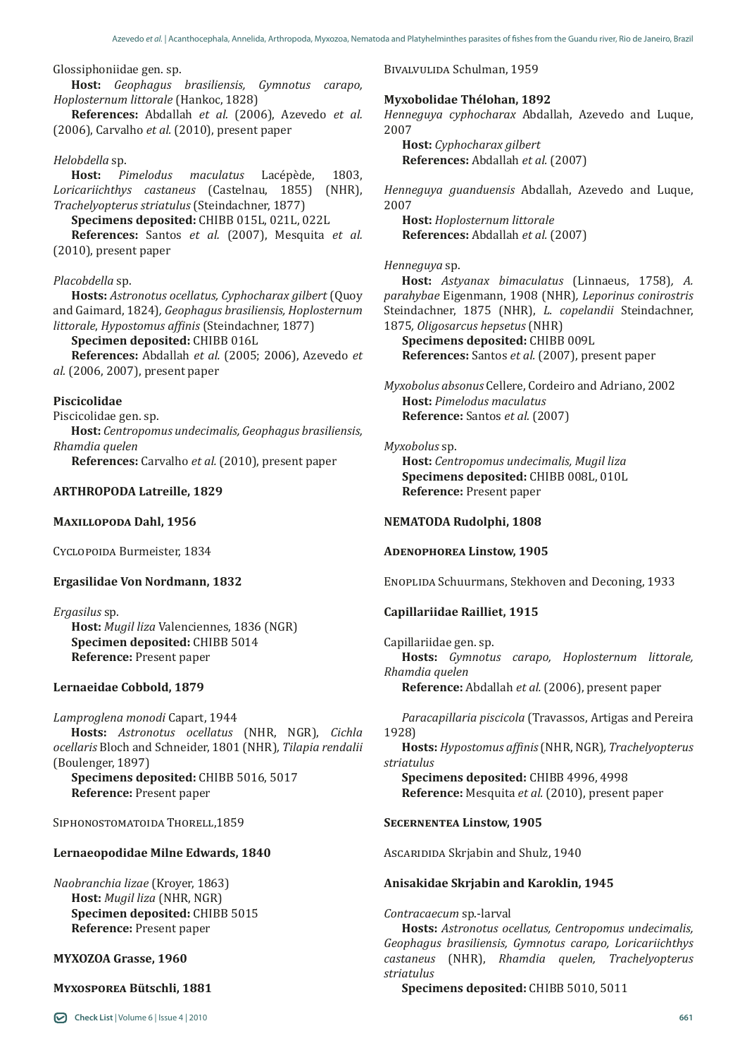Glossiphoniidae gen. sp.

**Host:** *Geophagus brasiliensis, Gymnotus carapo, Hoplosternum littorale* (Hankoc, 1828)

**References:** Abdallah *et al.* (2006), Azevedo *et al.* (2006), Carvalho *et al.* (2010), present paper

*Helobdella* sp.

**Host:** *Pimelodus maculatus* Lacépède, 1803, *Loricariichthys castaneus* (Castelnau, 1855) (NHR), *Trachelyopterus striatulus* (Steindachner, 1877)

**Specimens deposited:** CHIBB 015L, 021L, 022L

**References:** Santos *et al.* (2007), Mesquita *et al.* (2010), present paper

*Placobdella* sp.

**Hosts:** *Astronotus ocellatus, Cyphocharax gilbert* (Quoy and Gaimard, 1824)*, Geophagus brasiliensis, Hoplosternum littorale, Hypostomus affinis* (Steindachner, 1877)

**Specimen deposited:** CHIBB 016L

**References:** Abdallah *et al.* (2005; 2006), Azevedo *et al.* (2006, 2007), present paper

**Piscicolidae**

Piscicolidae gen. sp.

**Host:** *Centropomus undecimalis, Geophagus brasiliensis, Rhamdia quelen*

**References:** Carvalho *et al.* (2010), present paper

## ARTHROPODA Latreille, 1829

### Maxillopoda Dahl, 1956

Cyclopoida Burmeister, 1834

**Ergasilidae Von Nordmann, 1832**

*Ergasilus* sp.

**Host:** *Mugil liza* Valenciennes, 1836 (NGR)

**Specimen deposited:** CHIBB 5014

**Reference:** Present paper

**Lernaeidae Cobbold, 1879**

*Lamproglena monodi* Capart, 1944

**Hosts:** *Astronotus ocellatus* (NHR, NGR), *Cichla ocellaris* Bloch and Schneider, 1801 (NHR)*, Tilapia rendalii* (Boulenger, 1897)

**Specimens deposited:** CHIBB 5016, 5017

**Reference:** Present paper

Siphonostomatoida Thorell,1859

**Lernaeopodidae Milne Edwards, 1840**

*Naobranchia lizae* (Kroyer, 1863)

**Host:** *Mugil liza* (NHR, NGR)

**Specimen deposited:** CHIBB 5015

**Reference:** Present paper

## MYXOZOA Grasse, 1960

### Myxosporea Bütschli, 1881

Bivalvulida Schulman, 1959

**Myxobolidae Thélohan, 1892**

*Henneguya cyphocharax* Abdallah, Azevedo and Luque, 2007

**Host:** *Cyphocharax gilbert*

**References:** Abdallah *et al.* (2007)

*Henneguya guanduensis* Abdallah, Azevedo and Luque, 2007

**Host:** *Hoplosternum littorale*

**References:** Abdallah *et al.* (2007)

*Henneguya* sp.

**Host:** *Astyanax bimaculatus* (Linnaeus, 1758)*, A. parahybae* Eigenmann, 1908 (NHR)*, Leporinus conirostris* Steindachner, 1875 (NHR), *L. copelandii* Steindachner, 1875*, Oligosarcus hepsetus* (NHR)

**Specimens deposited:** CHIBB 009L

**References:** Santos *et al.* (2007), present paper

*Myxobolus absonus* Cellere, Cordeiro and Adriano, 2002

**Host:** *Pimelodus maculatus*

**Reference:** Santos *et al.* (2007)

*Myxobolus* sp.

**Host:** *Centropomus undecimalis, Mugil liza*

**Specimens deposited:** CHIBB 008L, 010L

**Reference:** Present paper

## NEMATODA Rudolphi, 1808

### Adenophorea Linstow, 1905

Enoplida Schuurmans, Stekhoven and Deconing, 1933

**Capillariidae Railliet, 1915**

Capillariidae gen. sp.

**Hosts:** *Gymnotus carapo, Hoplosternum littorale, Rhamdia quelen*

**Reference:** Abdallah *et al.* (2006), present paper

*Paracapillaria piscicola* (Travassos, Artigas and Pereira 1928)

**Hosts:** *Hypostomus affinis* (NHR, NGR)*, Trachelyopterus striatulus*

**Specimens deposited:** CHIBB 4996, 4998

**Reference:** Mesquita *et al.* (2010), present paper

### Secernentea Linstow, 1905

Ascaridida Skrjabin and Shulz, 1940

**Anisakidae Skrjabin and Karoklin, 1945**

*Contracaecum* sp.-larval

**Hosts:** *Astronotus ocellatus, Centropomus undecimalis, Geophagus brasiliensis, Gymnotus carapo, Loricariichthys castaneus* (NHR), *Rhamdia quelen, Trachelyopterus striatulus*

**Specimens deposited:** CHIBB 5010, 5011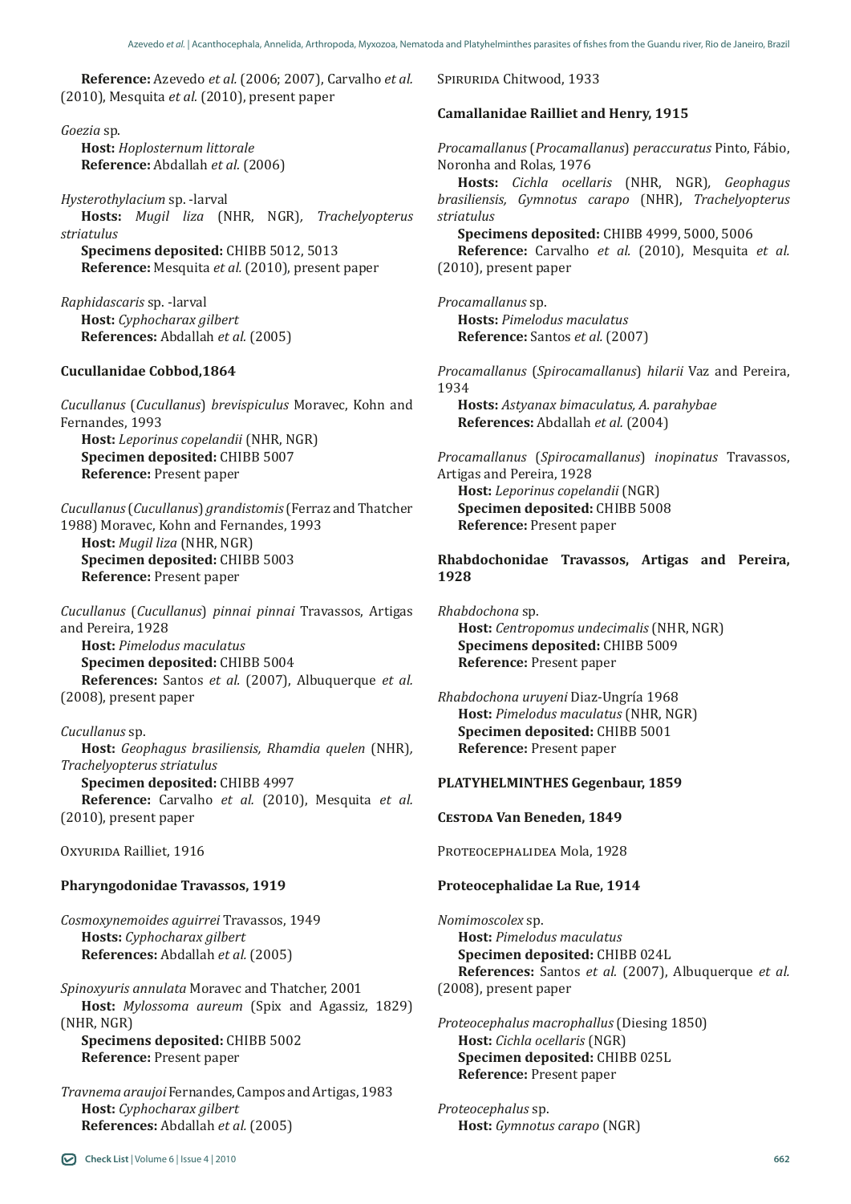**Reference:** Azevedo *et al.* (2006; 2007), Carvalho *et al.* (2010), Mesquita *et al.* (2010), present paper

*Goezia* sp.
**Host:** *Hoplosternum littorale*
**Reference:** Abdallah *et al.* (2006)

*Hysterothylacium* sp. -larval
**Hosts:** *Mugil liza* (NHR, NGR), *Trachelyopterus striatulus*
**Specimens deposited:** CHIBB 5012, 5013
**Reference:** Mesquita *et al.* (2010), present paper

*Raphidascaris* sp. -larval
**Host:** *Cyphocharax gilbert*
**References:** Abdallah *et al.* (2005)

**Cucullanidae Cobbod,1864**

*Cucullanus* (*Cucullanus*) *brevispiculus* Moravec, Kohn and Fernandes, 1993
**Host:** *Leporinus copelandii* (NHR, NGR)
**Specimen deposited:** CHIBB 5007
**Reference:** Present paper

*Cucullanus* (*Cucullanus*) *grandistomis* (Ferraz and Thatcher 1988) Moravec, Kohn and Fernandes, 1993
**Host:** *Mugil liza* (NHR, NGR)
**Specimen deposited:** CHIBB 5003
**Reference:** Present paper

*Cucullanus* (*Cucullanus*) *pinnai pinnai* Travassos, Artigas and Pereira, 1928
**Host:** *Pimelodus maculatus*
**Specimen deposited:** CHIBB 5004
**References:** Santos *et al.* (2007), Albuquerque *et al.* (2008), present paper

*Cucullanus* sp.
**Host:** *Geophagus brasiliensis, Rhamdia quelen* (NHR), *Trachelyopterus striatulus*
**Specimen deposited:** CHIBB 4997
**Reference:** Carvalho *et al.* (2010), Mesquita *et al.* (2010), present paper

Oxyurida Railliet, 1916

**Pharyngodonidae Travassos, 1919**

*Cosmoxynemoides aguirrei* Travassos, 1949
**Hosts:** *Cyphocharax gilbert*
**References:** Abdallah *et al.* (2005)

*Spinoxyuris annulata* Moravec and Thatcher, 2001
**Host:** *Mylossoma aureum* (Spix and Agassiz, 1829) (NHR, NGR)
**Specimens deposited:** CHIBB 5002
**Reference:** Present paper

*Travnema araujoi* Fernandes, Campos and Artigas, 1983
**Host:** *Cyphocharax gilbert*
**References:** Abdallah *et al.* (2005)

Spirurida Chitwood, 1933

**Camallanidae Railliet and Henry, 1915**

*Procamallanus* (*Procamallanus*) *peraccuratus* Pinto, Fábio, Noronha and Rolas, 1976
**Hosts:** *Cichla ocellaris* (NHR, NGR), *Geophagus brasiliensis, Gymnotus carapo* (NHR), *Trachelyopterus striatulus*
**Specimens deposited:** CHIBB 4999, 5000, 5006
**Reference:** Carvalho *et al.* (2010), Mesquita *et al.* (2010), present paper

*Procamallanus* sp.
**Hosts:** *Pimelodus maculatus*
**Reference:** Santos *et al.* (2007)

*Procamallanus* (*Spirocamallanus*) *hilarii* Vaz and Pereira, 1934
**Hosts:** *Astyanax bimaculatus, A. parahybae*
**References:** Abdallah *et al.* (2004)

*Procamallanus* (*Spirocamallanus*) *inopinatus* Travassos, Artigas and Pereira, 1928
**Host:** *Leporinus copelandii* (NGR)
**Specimen deposited:** CHIBB 5008
**Reference:** Present paper

**Rhabdochonidae Travassos, Artigas and Pereira, 1928**

*Rhabdochona* sp.
**Host:** *Centropomus undecimalis* (NHR, NGR)
**Specimens deposited:** CHIBB 5009
**Reference:** Present paper

*Rhabdochona uruyeni* Diaz-Ungría 1968
**Host:** *Pimelodus maculatus* (NHR, NGR)
**Specimen deposited:** CHIBB 5001
**Reference:** Present paper

**PLATYHELMINTHES Gegenbaur, 1859**

**Cestoda Van Beneden, 1849**

Proteocephalidea Mola, 1928

**Proteocephalidae La Rue, 1914**

*Nomimoscolex* sp.
**Host:** *Pimelodus maculatus*
**Specimen deposited:** CHIBB 024L
**References:** Santos *et al.* (2007), Albuquerque *et al.* (2008), present paper

*Proteocephalus macrophallus* (Diesing 1850)
**Host:** *Cichla ocellaris* (NGR)
**Specimen deposited:** CHIBB 025L
**Reference:** Present paper

*Proteocephalus* sp.
**Host:** *Gymnotus carapo* (NGR)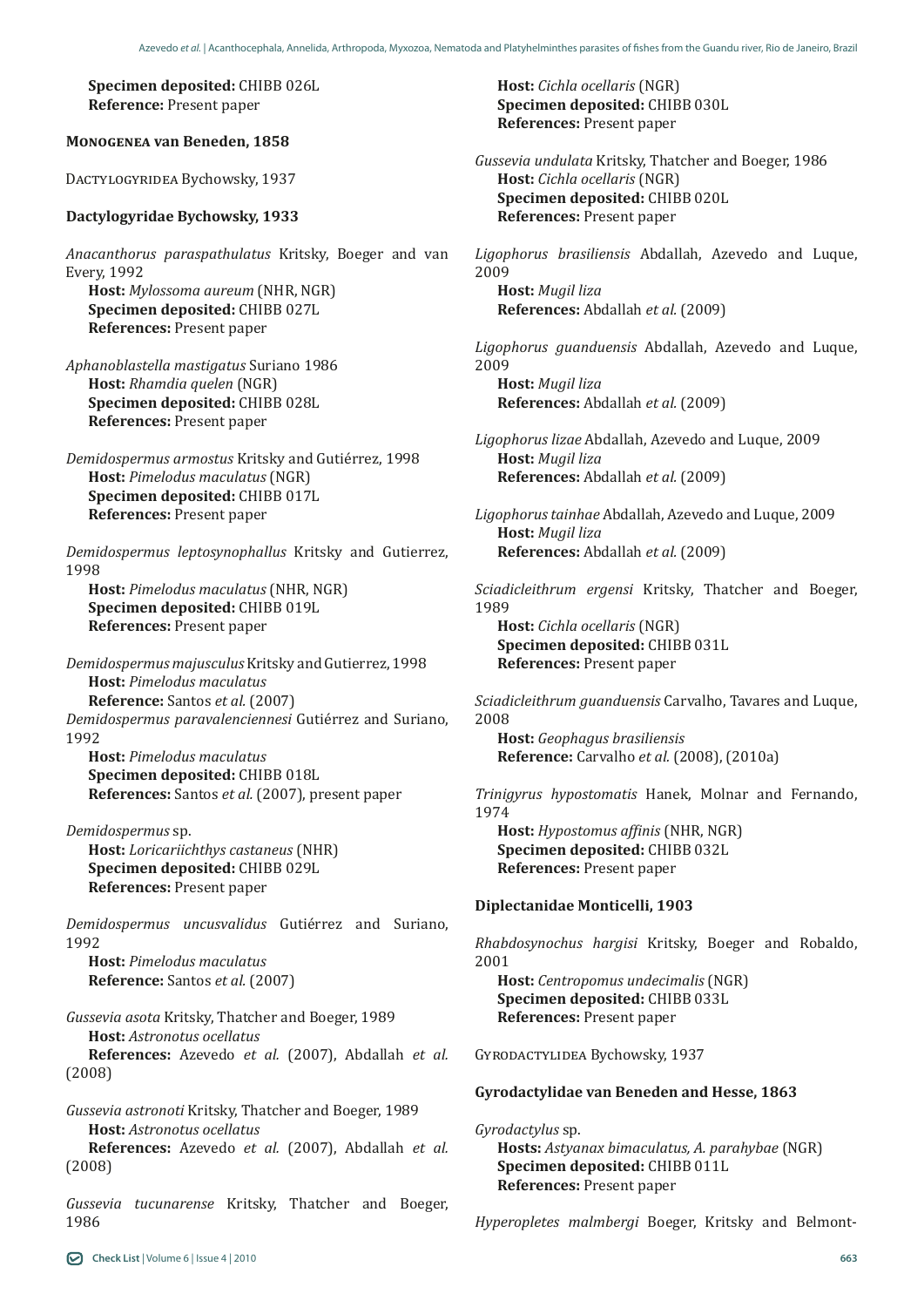**Specimen deposited:** CHIBB 026L
**Reference:** Present paper

**MONOGENEA van Beneden, 1858**

DACTYLOGYRIDEA Bychowsky, 1937

**Dactylogyridae Bychowsky, 1933**

*Anacanthorus paraspathulatus* Kritsky, Boeger and van Every, 1992
**Host:** *Mylossoma aureum* (NHR, NGR)
**Specimen deposited:** CHIBB 027L
**References:** Present paper

*Aphanoblastella mastigatus* Suriano 1986
**Host:** *Rhamdia quelen* (NGR)
**Specimen deposited:** CHIBB 028L
**References:** Present paper

*Demidospermus armostus* Kritsky and Gutiérrez, 1998
**Host:** *Pimelodus maculatus* (NGR)
**Specimen deposited:** CHIBB 017L
**References:** Present paper

*Demidospermus leptosynophallus* Kritsky and Gutierrez, 1998
**Host:** *Pimelodus maculatus* (NHR, NGR)
**Specimen deposited:** CHIBB 019L
**References:** Present paper

*Demidospermus majusculus* Kritsky and Gutierrez, 1998
**Host:** *Pimelodus maculatus*
**Reference:** Santos *et al.* (2007)

*Demidospermus paravalenciennesi* Gutiérrez and Suriano, 1992
**Host:** *Pimelodus maculatus*
**Specimen deposited:** CHIBB 018L
**References:** Santos *et al.* (2007), present paper

*Demidospermus* sp.
**Host:** *Loricariichthys castaneus* (NHR)
**Specimen deposited:** CHIBB 029L
**References:** Present paper

*Demidospermus uncusvalidus* Gutiérrez and Suriano, 1992
**Host:** *Pimelodus maculatus*
**Reference:** Santos *et al.* (2007)

*Gussevia asota* Kritsky, Thatcher and Boeger, 1989
**Host:** *Astronotus ocellatus*
**References:** Azevedo *et al.* (2007), Abdallah *et al.* (2008)

*Gussevia astronoti* Kritsky, Thatcher and Boeger, 1989
**Host:** *Astronotus ocellatus*
**References:** Azevedo *et al.* (2007), Abdallah *et al.* (2008)

*Gussevia tucunarense* Kritsky, Thatcher and Boeger, 1986
**Host:** *Cichla ocellaris* (NGR)
**Specimen deposited:** CHIBB 030L
**References:** Present paper

*Gussevia undulata* Kritsky, Thatcher and Boeger, 1986
**Host:** *Cichla ocellaris* (NGR)
**Specimen deposited:** CHIBB 020L
**References:** Present paper

*Ligophorus brasiliensis* Abdallah, Azevedo and Luque, 2009
**Host:** *Mugil liza*
**References:** Abdallah *et al.* (2009)

*Ligophorus guanduensis* Abdallah, Azevedo and Luque, 2009
**Host:** *Mugil liza*
**References:** Abdallah *et al.* (2009)

*Ligophorus lizae* Abdallah, Azevedo and Luque, 2009
**Host:** *Mugil liza*
**References:** Abdallah *et al.* (2009)

*Ligophorus tainhae* Abdallah, Azevedo and Luque, 2009
**Host:** *Mugil liza*
**References:** Abdallah *et al.* (2009)

*Sciadicleithrum ergensi* Kritsky, Thatcher and Boeger, 1989
**Host:** *Cichla ocellaris* (NGR)
**Specimen deposited:** CHIBB 031L
**References:** Present paper

*Sciadicleithrum guanduensis* Carvalho, Tavares and Luque, 2008
**Host:** *Geophagus brasiliensis*
**Reference:** Carvalho *et al.* (2008), (2010a)

*Trinigyrus hypostomatis* Hanek, Molnar and Fernando, 1974
**Host:** *Hypostomus affinis* (NHR, NGR)
**Specimen deposited:** CHIBB 032L
**References:** Present paper

**Diplectanidae Monticelli, 1903**

*Rhabdosynochus hargisi* Kritsky, Boeger and Robaldo, 2001
**Host:** *Centropomus undecimalis* (NGR)
**Specimen deposited:** CHIBB 033L
**References:** Present paper

GYRODACTYLIDEA Bychowsky, 1937

**Gyrodactylidae van Beneden and Hesse, 1863**

*Gyrodactylus* sp.
**Hosts:** *Astyanax bimaculatus, A. parahybae* (NGR)
**Specimen deposited:** CHIBB 011L
**References:** Present paper

*Hyperopletes malmbergi* Boeger, Kritsky and Belmont-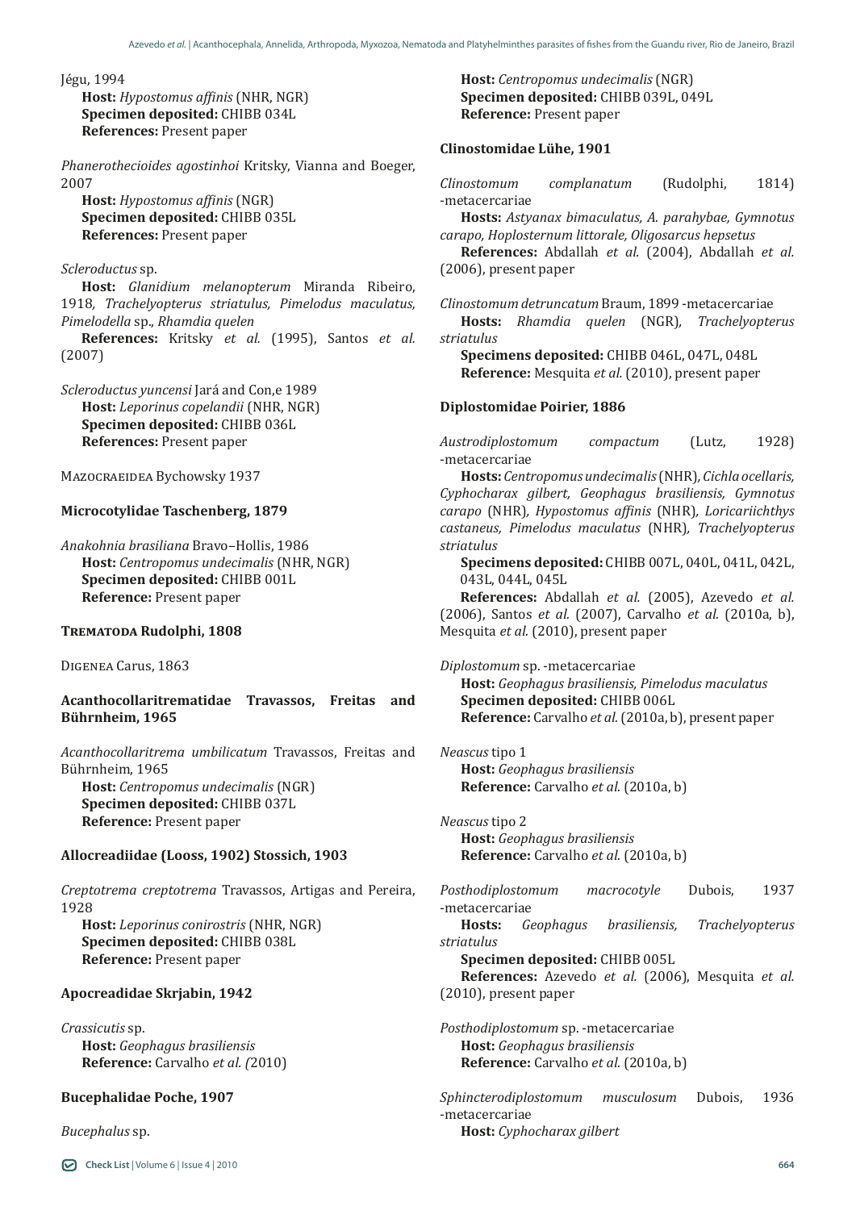Jégu, 1994

**Host:** *Hypostomus affinis* (NHR, NGR)
**Specimen deposited:** CHIBB 034L
**References:** Present paper

*Phanerothecioides agostinhoi* Kritsky, Vianna and Boeger, 2007

**Host:** *Hypostomus affinis* (NGR)
**Specimen deposited:** CHIBB 035L
**References:** Present paper

*Scleroductus* sp.

**Host:** *Glanidium melanopterum* Miranda Ribeiro, 1918*, Trachelyopterus striatulus, Pimelodus maculatus, Pimelodella* sp., *Rhamdia quelen*
**References:** Kritsky *et al.* (1995), Santos *et al.* (2007)

*Scleroductus yuncensi* Jará and Con,e 1989

**Host:** *Leporinus copelandii* (NHR, NGR)
**Specimen deposited:** CHIBB 036L
**References:** Present paper

Mazocraeidea Bychowsky 1937

**Microcotylidae Taschenberg, 1879**

*Anakohnia brasiliana* Bravo–Hollis, 1986

**Host:** *Centropomus undecimalis* (NHR, NGR)
**Specimen deposited:** CHIBB 001L
**Reference:** Present paper

**Trematoda Rudolphi, 1808**

Digenea Carus, 1863

**Acanthocollaritrematidae Travassos, Freitas and Bührnheim, 1965**

*Acanthocollaritrema umbilicatum* Travassos, Freitas and Bührnheim, 1965

**Host:** *Centropomus undecimalis* (NGR)
**Specimen deposited:** CHIBB 037L
**Reference:** Present paper

**Allocreadiidae (Looss, 1902) Stossich, 1903**

*Creptotrema creptotrema* Travassos, Artigas and Pereira, 1928

**Host:** *Leporinus conirostris* (NHR, NGR)
**Specimen deposited:** CHIBB 038L
**Reference:** Present paper

**Apocreadidae Skrjabin, 1942**

*Crassicutis* sp.

**Host:** *Geophagus brasiliensis*
**Reference:** Carvalho *et al. (*2010)

**Bucephalidae Poche, 1907**

*Bucephalus* sp.

**Host:** *Centropomus undecimalis* (NGR)
**Specimen deposited:** CHIBB 039L, 049L
**Reference:** Present paper

**Clinostomidae Lühe, 1901**

*Clinostomum complanatum* (Rudolphi, 1814) -metacercariae

**Hosts:** *Astyanax bimaculatus, A. parahybae, Gymnotus carapo, Hoplosternum littorale, Oligosarcus hepsetus*
**References:** Abdallah *et al.* (2004), Abdallah *et al.* (2006), present paper

*Clinostomum detruncatum* Braum, 1899 -metacercariae

**Hosts:** *Rhamdia quelen* (NGR)*, Trachelyopterus striatulus*
**Specimens deposited:** CHIBB 046L, 047L, 048L
**Reference:** Mesquita *et al.* (2010), present paper

**Diplostomidae Poirier, 1886**

*Austrodiplostomum compactum* (Lutz, 1928) -metacercariae

**Hosts:** *Centropomus undecimalis* (NHR)*, Cichla ocellaris, Cyphocharax gilbert, Geophagus brasiliensis, Gymnotus carapo* (NHR)*, Hypostomus affinis* (NHR)*, Loricariichthys castaneus, Pimelodus maculatus* (NHR)*, Trachelyopterus striatulus*
**Specimens deposited:** CHIBB 007L, 040L, 041L, 042L, 043L, 044L, 045L
**References:** Abdallah *et al.* (2005), Azevedo *et al.* (2006), Santos *et al.* (2007), Carvalho *et al.* (2010a, b), Mesquita *et al.* (2010), present paper

*Diplostomum* sp. -metacercariae

**Host:** *Geophagus brasiliensis, Pimelodus maculatus*
**Specimen deposited:** CHIBB 006L
**Reference:** Carvalho *et al.* (2010a, b), present paper

*Neascus* tipo 1

**Host:** *Geophagus brasiliensis*
**Reference:** Carvalho *et al.* (2010a, b)

*Neascus* tipo 2

**Host:** *Geophagus brasiliensis*
**Reference:** Carvalho *et al.* (2010a, b)

*Posthodiplostomum macrocotyle* Dubois, 1937 -metacercariae

**Hosts:** *Geophagus brasiliensis, Trachelyopterus striatulus*
**Specimen deposited:** CHIBB 005L
**References:** Azevedo *et al.* (2006), Mesquita *et al.* (2010), present paper

*Posthodiplostomum* sp. -metacercariae

**Host:** *Geophagus brasiliensis*
**Reference:** Carvalho *et al.* (2010a, b)

*Sphincterodiplostomum musculosum* Dubois, 1936 -metacercariae

**Host:** *Cyphocharax gilbert*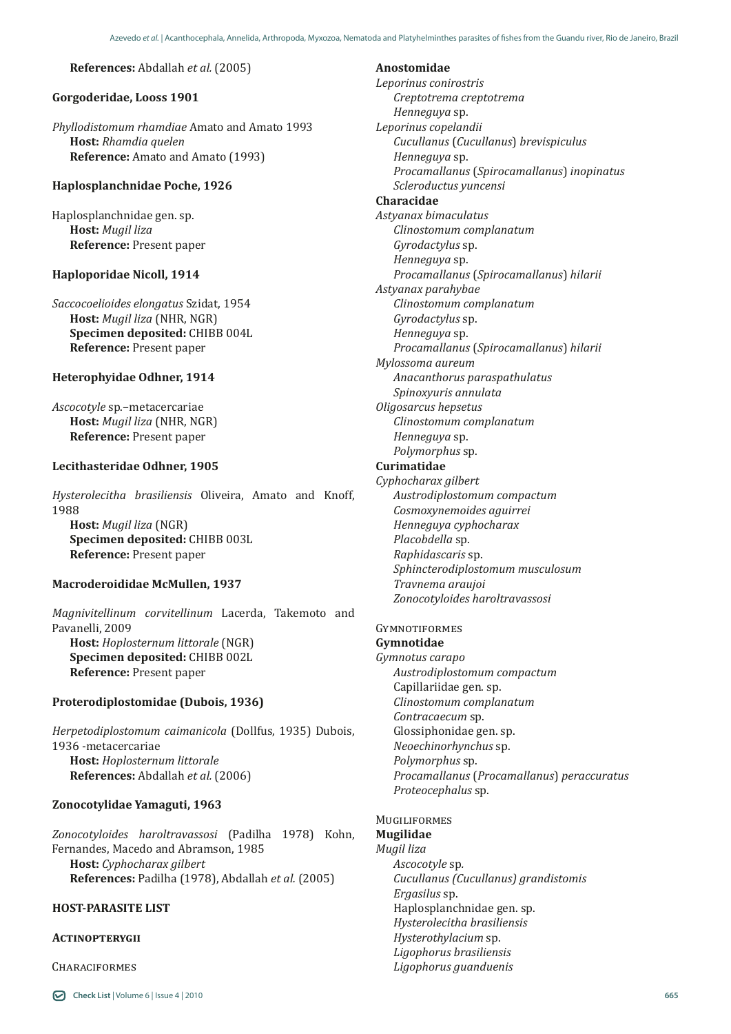**References:** Abdallah *et al.* (2005)

### Gorgoderidae, Looss 1901

*Phyllodistomum rhamdiae* Amato and Amato 1993
**Host:** *Rhamdia quelen*
**Reference:** Amato and Amato (1993)

### Haplosplanchnidae Poche, 1926

Haplosplanchnidae gen. sp.
**Host:** *Mugil liza*
**Reference:** Present paper

### Haploporidae Nicoll, 1914

*Saccocoelioides elongatus* Szidat, 1954
**Host:** *Mugil liza* (NHR, NGR)
**Specimen deposited:** CHIBB 004L
**Reference:** Present paper

### Heterophyidae Odhner, 1914

*Ascocotyle* sp.–metacercariae
**Host:** *Mugil liza* (NHR, NGR)
**Reference:** Present paper

### Lecithasteridae Odhner, 1905

*Hysterolecitha brasiliensis* Oliveira, Amato and Knoff, 1988
**Host:** *Mugil liza* (NGR)
**Specimen deposited:** CHIBB 003L
**Reference:** Present paper

### Macroderoididae McMullen, 1937

*Magnivitellinum corvitellinum* Lacerda, Takemoto and Pavanelli, 2009
**Host:** *Hoplosternum littorale* (NGR)
**Specimen deposited:** CHIBB 002L
**Reference:** Present paper

### Proterodiplostomidae (Dubois, 1936)

*Herpetodiplostomum caimanicola* (Dollfus, 1935) Dubois, 1936 -metacercariae
**Host:** *Hoplosternum littorale*
**References:** Abdallah *et al.* (2006)

### Zonocotylidae Yamaguti, 1963

*Zonocotyloides haroltravassosi* (Padilha 1978) Kohn, Fernandes, Macedo and Abramson, 1985
**Host:** *Cyphocharax gilbert*
**References:** Padilha (1978), Abdallah *et al.* (2005)

## HOST-PARASITE LIST

### Actinopterygii

Characiformes

**Anostomidae**

*Leporinus conirostris*
- *Creptotrema creptotrema*
- *Henneguya* sp.

*Leporinus copelandii*
- *Cucullanus* (*Cucullanus*) *brevispiculus*
- *Henneguya* sp.
- *Procamallanus* (*Spirocamallanus*) *inopinatus*
- *Scleroductus yuncensi*

**Characidae**

*Astyanax bimaculatus*
- *Clinostomum complanatum*
- *Gyrodactylus* sp.
- *Henneguya* sp.
- *Procamallanus* (*Spirocamallanus*) *hilarii*

*Astyanax parahybae*
- *Clinostomum complanatum*
- *Gyrodactylus* sp.
- *Henneguya* sp.
- *Procamallanus* (*Spirocamallanus*) *hilarii*

*Mylossoma aureum*
- *Anacanthorus paraspathulatus*
- *Spinoxyuris annulata*

*Oligosarcus hepsetus*
- *Clinostomum complanatum*
- *Henneguya* sp.
- *Polymorphus* sp.

**Curimatidae**

*Cyphocharax gilbert*
- *Austrodiplostomum compactum*
- *Cosmoxynemoides aguirrei*
- *Henneguya cyphocharax*
- *Placobdella* sp.
- *Raphidascaris* sp.
- *Sphincterodiplostomum musculosum*
- *Travnema araujoi*
- *Zonocotyloides haroltravassosi*

Gymnotiformes

**Gymnotidae**

*Gymnotus carapo*
- *Austrodiplostomum compactum*
- Capillariidae gen. sp.
- *Clinostomum complanatum*
- *Contracaecum* sp.
- Glossiphonidae gen. sp.
- *Neoechinorhynchus* sp.
- *Polymorphus* sp.
- *Procamallanus* (*Procamallanus*) *peraccuratus*
- *Proteocephalus* sp.

Mugiliformes

**Mugilidae**

*Mugil liza*
- *Ascocotyle* sp.
- *Cucullanus (Cucullanus) grandistomis*
- *Ergasilus* sp.
- Haplosplanchnidae gen. sp.
- *Hysterolecitha brasiliensis*
- *Hysterothylacium* sp.
- *Ligophorus brasiliensis*
- *Ligophorus guanduenis*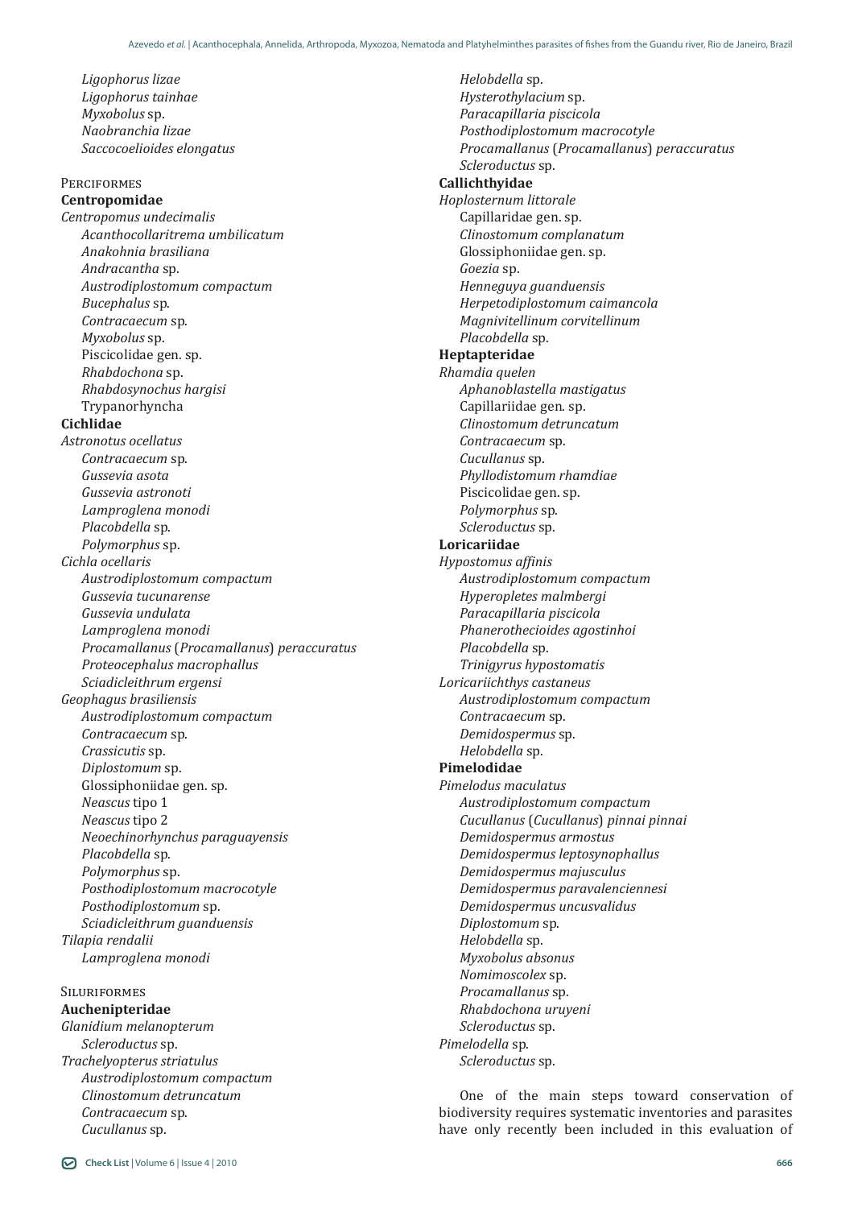*Ligophorus lizae*
*Ligophorus tainhae*
*Myxobolus* sp.
*Naobranchia lizae*
*Saccocoelioides elongatus*

Perciformes

**Centropomidae**

*Centropomus undecimalis*
*Acanthocollaritrema umbilicatum*
*Anakohnia brasiliana*
*Andracantha* sp.
*Austrodiplostomum compactum*
*Bucephalus* sp.
*Contracaecum* sp.
*Myxobolus* sp.
Piscicolidae gen. sp.
*Rhabdochona* sp.
*Rhabdosynochus hargisi*
Trypanorhyncha

**Cichlidae**

*Astronotus ocellatus*
*Contracaecum* sp.
*Gussevia asota*
*Gussevia astronoti*
*Lamproglena monodi*
*Placobdella* sp.
*Polymorphus* sp.

*Cichla ocellaris*
*Austrodiplostomum compactum*
*Gussevia tucunarense*
*Gussevia undulata*
*Lamproglena monodi*
*Procamallanus* (*Procamallanus*) *peraccuratus*
*Proteocephalus macrophallus*
*Sciadicleithrum ergensi*

*Geophagus brasiliensis*
*Austrodiplostomum compactum*
*Contracaecum* sp.
*Crassicutis* sp.
*Diplostomum* sp.
Glossiphoniidae gen. sp.
*Neascus* tipo 1
*Neascus* tipo 2
*Neoechinorhynchus paraguayensis*
*Placobdella* sp.
*Polymorphus* sp.
*Posthodiplostomum macrocotyle*
*Posthodiplostomum* sp.
*Sciadicleithrum guanduensis*

*Tilapia rendalii*
*Lamproglena monodi*

Siluriformes

**Auchenipteridae**

*Glanidium melanopterum*
*Scleroductus* sp.

*Trachelyopterus striatulus*
*Austrodiplostomum compactum*
*Clinostomum detruncatum*
*Contracaecum* sp.
*Cucullanus* sp.
*Helobdella* sp.
*Hysterothylacium* sp.
*Paracapillaria piscicola*
*Posthodiplostomum macrocotyle*
*Procamallanus* (*Procamallanus*) *peraccuratus*
*Scleroductus* sp.

**Callichthyidae**

*Hoplosternum littorale*
Capillaridae gen. sp.
*Clinostomum complanatum*
Glossiphoniidae gen. sp.
*Goezia* sp.
*Henneguya guanduensis*
*Herpetodiplostomum caimancola*
*Magnivitellinum corvitellinum*
*Placobdella* sp.

**Heptapteridae**

*Rhamdia quelen*
*Aphanoblastella mastigatus*
Capillariidae gen. sp.
*Clinostomum detruncatum*
*Contracaecum* sp.
*Cucullanus* sp.
*Phyllodistomum rhamdiae*
Piscicolidae gen. sp.
*Polymorphus* sp.
*Scleroductus* sp.

**Loricariidae**

*Hypostomus affinis*
*Austrodiplostomum compactum*
*Hyperopletes malmbergi*
*Paracapillaria piscicola*
*Phanerothecioides agostinhoi*
*Placobdella* sp.
*Trinigyrus hypostomatis*

*Loricariichthys castaneus*
*Austrodiplostomum compactum*
*Contracaecum* sp.
*Demidospermus* sp.
*Helobdella* sp.

**Pimelodidae**

*Pimelodus maculatus*
*Austrodiplostomum compactum*
*Cucullanus* (*Cucullanus*) *pinnai pinnai*
*Demidospermus armostus*
*Demidospermus leptosynophallus*
*Demidospermus majusculus*
*Demidospermus paravalenciennesi*
*Demidospermus uncusvalidus*
*Diplostomum* sp.
*Helobdella* sp.
*Myxobolus absonus*
*Nomimoscolex* sp.
*Procamallanus* sp.
*Rhabdochona uruyeni*
*Scleroductus* sp.

*Pimelodella* sp.
*Scleroductus* sp.

One of the main steps toward conservation of biodiversity requires systematic inventories and parasites have only recently been included in this evaluation of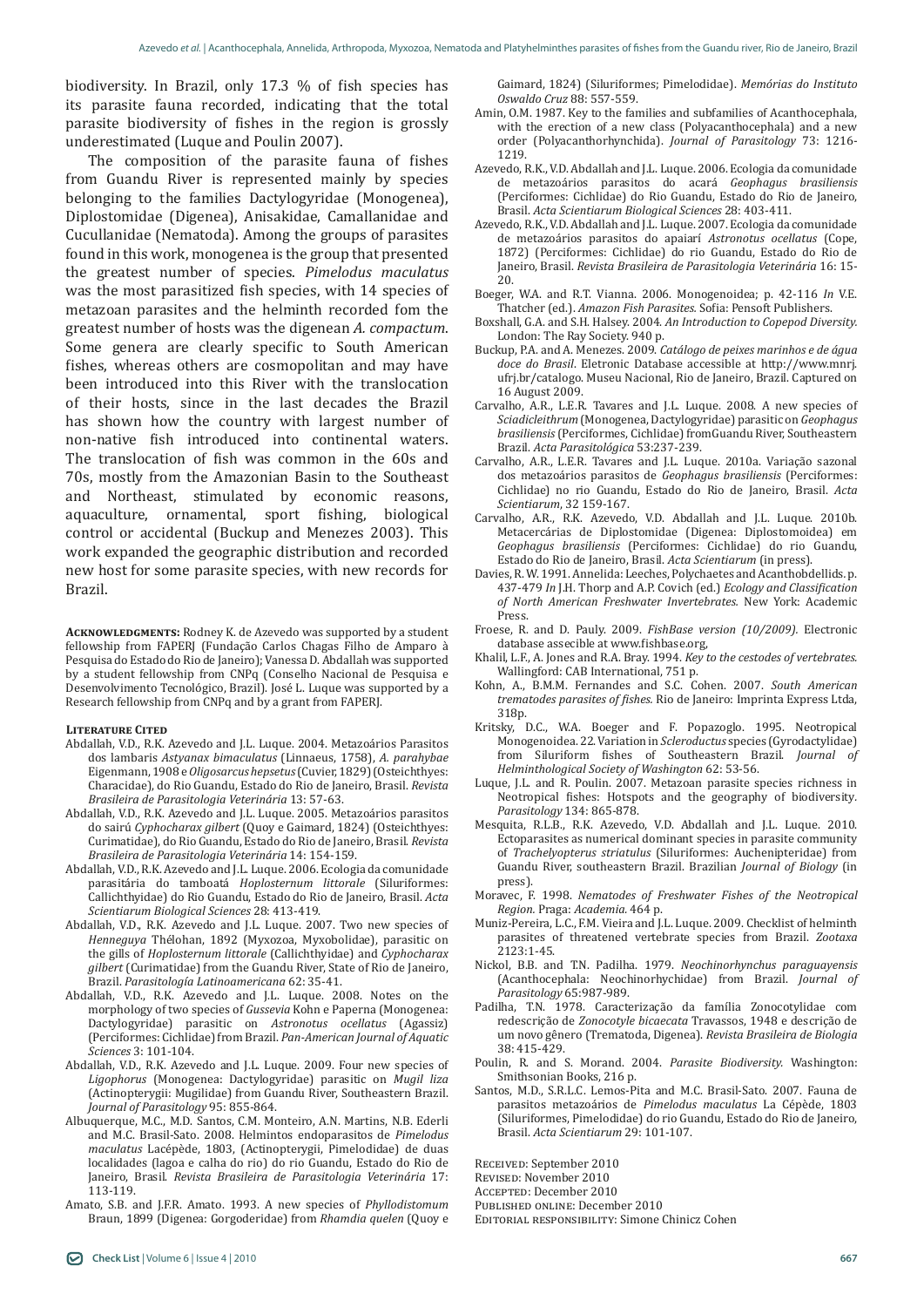biodiversity. In Brazil, only 17.3 % of fish species has its parasite fauna recorded, indicating that the total parasite biodiversity of fishes in the region is grossly underestimated (Luque and Poulin 2007).

The composition of the parasite fauna of fishes from Guandu River is represented mainly by species belonging to the families Dactylogyridae (Monogenea), Diplostomidae (Digenea), Anisakidae, Camallanidae and Cucullanidae (Nematoda). Among the groups of parasites found in this work, monogenea is the group that presented the greatest number of species. *Pimelodus maculatus* was the most parasitized fish species, with 14 species of metazoan parasites and the helminth recorded fom the greatest number of hosts was the digenean *A. compactum*. Some genera are clearly specific to South American fishes, whereas others are cosmopolitan and may have been introduced into this River with the translocation of their hosts, since in the last decades the Brazil has shown how the country with largest number of non-native fish introduced into continental waters. The translocation of fish was common in the 60s and 70s, mostly from the Amazonian Basin to the Southeast and Northeast, stimulated by economic reasons, aquaculture, ornamental, sport fishing, biological control or accidental (Buckup and Menezes 2003). This work expanded the geographic distribution and recorded new host for some parasite species, with new records for Brazil.

**Acknowledgments:** Rodney K. de Azevedo was supported by a student fellowship from FAPERJ (Fundação Carlos Chagas Filho de Amparo à Pesquisa do Estado do Rio de Janeiro); Vanessa D. Abdallah was supported by a student fellowship from CNPq (Conselho Nacional de Pesquisa e Desenvolvimento Tecnológico, Brazil). José L. Luque was supported by a Research fellowship from CNPq and by a grant from FAPERJ.

## Literature Cited

Abdallah, V.D., R.K. Azevedo and J.L. Luque. 2004. Metazoários Parasitos dos lambaris *Astyanax bimaculatus* (Linnaeus, 1758), *A. parahybae* Eigenmann, 1908 e *Oligosarcus hepsetus* (Cuvier, 1829) (Osteichthyes: Characidae), do Rio Guandu, Estado do Rio de Janeiro, Brasil. *Revista Brasileira de Parasitologia Veterinária* 13: 57-63.

Abdallah, V.D., R.K. Azevedo and J.L. Luque. 2005. Metazoários parasitos do sairú *Cyphocharax gilbert* (Quoy e Gaimard, 1824) (Osteichthyes: Curimatidae), do Rio Guandu, Estado do Rio de Janeiro, Brasil. *Revista Brasileira de Parasitologia Veterinária* 14: 154-159.

Abdallah, V.D., R.K. Azevedo and J.L. Luque. 2006. Ecologia da comunidade parasitária do tamboatá *Hoplosternum littorale* (Siluriformes: Callichthyidae) do Rio Guandu, Estado do Rio de Janeiro, Brasil. *Acta Scientiarum Biological Sciences* 28: 413-419.

Abdallah, V.D., R.K. Azevedo and J.L. Luque. 2007. Two new species of *Henneguya* Thélohan, 1892 (Myxozoa, Myxobolidae), parasitic on the gills of *Hoplosternum littorale* (Callichthyidae) and *Cyphocharax gilbert* (Curimatidae) from the Guandu River, State of Rio de Janeiro, Brazil. *Parasitología Latinoamericana* 62: 35-41.

Abdallah, V.D., R.K. Azevedo and J.L. Luque. 2008. Notes on the morphology of two species of *Gussevia* Kohn e Paperna (Monogenea: Dactylogyridae) parasitic on *Astronotus ocellatus* (Agassiz) (Perciformes: Cichlidae) from Brazil. *Pan-American Journal of Aquatic Sciences* 3: 101-104.

Abdallah, V.D., R.K. Azevedo and J.L. Luque. 2009. Four new species of *Ligophorus* (Monogenea: Dactylogyridae) parasitic on *Mugil liza* (Actinopterygii: Mugilidae) from Guandu River, Southeastern Brazil. *Journal of Parasitology* 95: 855-864.

Albuquerque, M.C., M.D. Santos, C.M. Monteiro, A.N. Martins, N.B. Ederli and M.C. Brasil-Sato. 2008. Helmintos endoparasitos de *Pimelodus maculatus* Lacépède, 1803, (Actinopterygii, Pimelodidae) de duas localidades (lagoa e calha do rio) do rio Guandu, Estado do Rio de Janeiro, Brasil. *Revista Brasileira de Parasitologia Veterinária* 17: 113-119.

Amato, S.B. and J.F.R. Amato. 1993. A new species of *Phyllodistomum* Braun, 1899 (Digenea: Gorgoderidae) from *Rhamdia quelen* (Quoy e Gaimard, 1824) (Siluriformes; Pimelodidae). *Memórias do Instituto Oswaldo Cruz* 88: 557-559.

Amin, O.M. 1987. Key to the families and subfamilies of Acanthocephala, with the erection of a new class (Polyacanthocephala) and a new order (Polyacanthorhynchida). *Journal of Parasitology* 73: 1216-1219.

Azevedo, R.K., V.D. Abdallah and J.L. Luque. 2006. Ecologia da comunidade de metazoários parasitos do acará *Geophagus brasiliensis* (Perciformes: Cichlidae) do Rio Guandu, Estado do Rio de Janeiro, Brasil. *Acta Scientiarum Biological Sciences* 28: 403-411.

Azevedo, R.K., V.D. Abdallah and J.L. Luque. 2007. Ecologia da comunidade de metazoários parasitos do apaiarí *Astronotus ocellatus* (Cope, 1872) (Perciformes: Cichlidae) do rio Guandu, Estado do Rio de Janeiro, Brasil. *Revista Brasileira de Parasitologia Veterinária* 16: 15-20.

Boeger, W.A. and R.T. Vianna. 2006. Monogenoidea; p. 42-116 *In* V.E. Thatcher (ed.). *Amazon Fish Parasites*. Sofia: Pensoft Publishers.

Boxshall, G.A. and S.H. Halsey. 2004. *An Introduction to Copepod Diversity*. London: The Ray Society. 940 p.

Buckup, P.A. and A. Menezes. 2009. *Catálogo de peixes marinhos e de água doce do Brasil*. Eletronic Database accessible at http://www.mnrj.ufrj.br/catalogo. Museu Nacional, Rio de Janeiro, Brazil. Captured on 16 August 2009.

Carvalho, A.R., L.E.R. Tavares and J.L. Luque. 2008. A new species of *Sciadicleithrum* (Monogenea, Dactylogyridae) parasitic on *Geophagus brasiliensis* (Perciformes, Cichlidae) fromGuandu River, Southeastern Brazil. *Acta Parasitológica* 53:237-239.

Carvalho, A.R., L.E.R. Tavares and J.L. Luque. 2010a. Variação sazonal dos metazoários parasitos de *Geophagus brasiliensis* (Perciformes: Cichlidae) no rio Guandu, Estado do Rio de Janeiro, Brasil. *Acta Scientiarum*, 32 159-167.

Carvalho, A.R., R.K. Azevedo, V.D. Abdallah and J.L. Luque. 2010b. Metacercárias de Diplostomidae (Digenea: Diplostomoidea) em *Geophagus brasiliensis* (Perciformes: Cichlidae) do rio Guandu, Estado do Rio de Janeiro, Brasil. *Acta Scientiarum* (in press).

Davies, R.W. 1991. Annelida: Leeches, Polychaetes and Acanthobdellids. p. 437-479 *In* J.H. Thorp and A.P. Covich (ed.) *Ecology and Classification of North American Freshwater Invertebrates*. New York: Academic Press.

Froese, R. and D. Pauly. 2009. *FishBase version (10/2009)*. Electronic database assecible at www.fishbase.org,

Khalil, L.F., A. Jones and R.A. Bray. 1994. *Key to the cestodes of vertebrates*. Wallingford: CAB International, 751 p.

Kohn, A., B.M.M. Fernandes and S.C. Cohen. 2007. *South American trematodes parasites of fishes*. Rio de Janeiro: Imprinta Express Ltda, 318p.

Kritsky, D.C., W.A. Boeger and F. Popazoglo. 1995. Neotropical Monogenoidea. 22. Variation in *Scleroductus* species (Gyrodactylidae) from Siluriform fishes of Southeastern Brazil. *Journal of Helminthological Society of Washington* 62: 53-56.

Luque, J.L. and R. Poulin. 2007. Metazoan parasite species richness in Neotropical fishes: Hotspots and the geography of biodiversity. *Parasitology* 134: 865-878.

Mesquita, R.L.B., R.K. Azevedo, V.D. Abdallah and J.L. Luque. 2010. Ectoparasites as numerical dominant species in parasite community of *Trachelyopterus striatulus* (Siluriformes: Auchenipteridae) from Guandu River, southeastern Brazil. Brazilian *Journal of Biology* (in press).

Moravec, F. 1998. *Nematodes of Freshwater Fishes of the Neotropical Region*. Praga: *Academia*. 464 p.

Muniz-Pereira, L.C., F.M. Vieira and J.L. Luque. 2009. Checklist of helminth parasites of threatened vertebrate species from Brazil. *Zootaxa* 2123:1-45.

Nickol, B.B. and T.N. Padilha. 1979. *Neochinorhynchus paraguayensis* (Acanthocephala: Neochinorhychidae) from Brazil. *Journal of Parasitology* 65:987-989.

Padilha, T.N. 1978. Caracterização da família Zonocotylidae com redescrição de *Zonocotyle bicaecata* Travassos, 1948 e descrição de um novo gênero (Trematoda, Digenea). *Revista Brasileira de Biologia* 38: 415-429.

Poulin, R. and S. Morand. 2004. *Parasite Biodiversity*. Washington: Smithsonian Books, 216 p.

Santos, M.D., S.R.L.C. Lemos-Pita and M.C. Brasil-Sato. 2007. Fauna de parasitos metazoários de *Pimelodus maculatus* La Cépède, 1803 (Siluriformes, Pimelodidae) do rio Guandu, Estado do Rio de Janeiro, Brasil. *Acta Scientiarum* 29: 101-107.

Received: September 2010
Revised: November 2010
Accepted: December 2010
Published online: December 2010
Editorial responsibility: Simone Chinicz Cohen